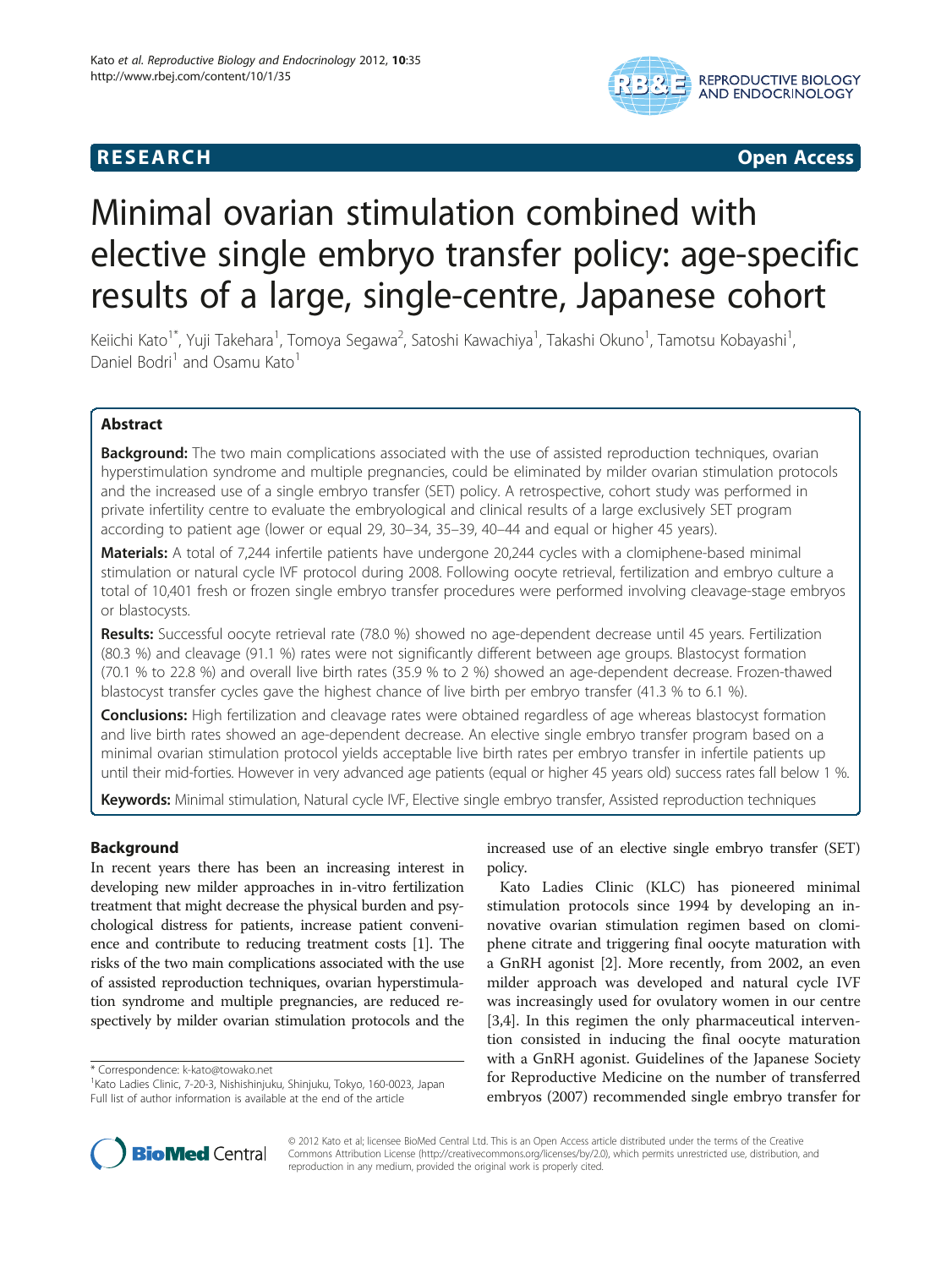# RESEARCH Open Access

# Minimal ovarian stimulation combined with elective single embryo transfer policy: age-specific results of a large, single-centre, Japanese cohort

Keiichi Kato[1*], Yuji Takehara[1], Tomoya Segawa[2], Satoshi Kawachiya[1], Takashi Okuno[1], Tamotsu Kobayashi[1], Daniel Bodri[1] and Osamu Kato[1]

## Abstract

**Background:** The two main complications associated with the use of assisted reproduction techniques, ovarian hyperstimulation syndrome and multiple pregnancies, could be eliminated by milder ovarian stimulation protocols and the increased use of a single embryo transfer (SET) policy. A retrospective, cohort study was performed in private infertility centre to evaluate the embryological and clinical results of a large exclusively SET program according to patient age (lower or equal 29, 30–34, 35–39, 40–44 and equal or higher 45 years).

**Materials:** A total of 7,244 infertile patients have undergone 20,244 cycles with a clomiphene-based minimal stimulation or natural cycle IVF protocol during 2008. Following oocyte retrieval, fertilization and embryo culture a total of 10,401 fresh or frozen single embryo transfer procedures were performed involving cleavage-stage embryos or blastocysts.

**Results:** Successful oocyte retrieval rate (78.0 %) showed no age-dependent decrease until 45 years. Fertilization (80.3 %) and cleavage (91.1 %) rates were not significantly different between age groups. Blastocyst formation (70.1 % to 22.8 %) and overall live birth rates (35.9 % to 2 %) showed an age-dependent decrease. Frozen-thawed blastocyst transfer cycles gave the highest chance of live birth per embryo transfer (41.3 % to 6.1 %).

**Conclusions:** High fertilization and cleavage rates were obtained regardless of age whereas blastocyst formation and live birth rates showed an age-dependent decrease. An elective single embryo transfer program based on a minimal ovarian stimulation protocol yields acceptable live birth rates per embryo transfer in infertile patients up until their mid-forties. However in very advanced age patients (equal or higher 45 years old) success rates fall below 1 %.

**Keywords:** Minimal stimulation, Natural cycle IVF, Elective single embryo transfer, Assisted reproduction techniques

## Background

In recent years there has been an increasing interest in developing new milder approaches in in-vitro fertilization treatment that might decrease the physical burden and psychological distress for patients, increase patient convenience and contribute to reducing treatment costs [1]. The risks of the two main complications associated with the use of assisted reproduction techniques, ovarian hyperstimulation syndrome and multiple pregnancies, are reduced respectively by milder ovarian stimulation protocols and the increased use of an elective single embryo transfer (SET) policy.

Kato Ladies Clinic (KLC) has pioneered minimal stimulation protocols since 1994 by developing an innovative ovarian stimulation regimen based on clomiphene citrate and triggering final oocyte maturation with a GnRH agonist [2]. More recently, from 2002, an even milder approach was developed and natural cycle IVF was increasingly used for ovulatory women in our centre [3,4]. In this regimen the only pharmaceutical intervention consisted in inducing the final oocyte maturation with a GnRH agonist. Guidelines of the Japanese Society for Reproductive Medicine on the number of transferred embryos (2007) recommended single embryo transfer for

\* Correspondence: k-kato@towako.net
[1]Kato Ladies Clinic, 7-20-3, Nishishinjuku, Shinjuku, Tokyo, 160-0023, Japan
Full list of author information is available at the end of the article

© 2012 Kato et al; licensee BioMed Central Ltd. This is an Open Access article distributed under the terms of the Creative Commons Attribution License (http://creativecommons.org/licenses/by/2.0), which permits unrestricted use, distribution, and reproduction in any medium, provided the original work is properly cited.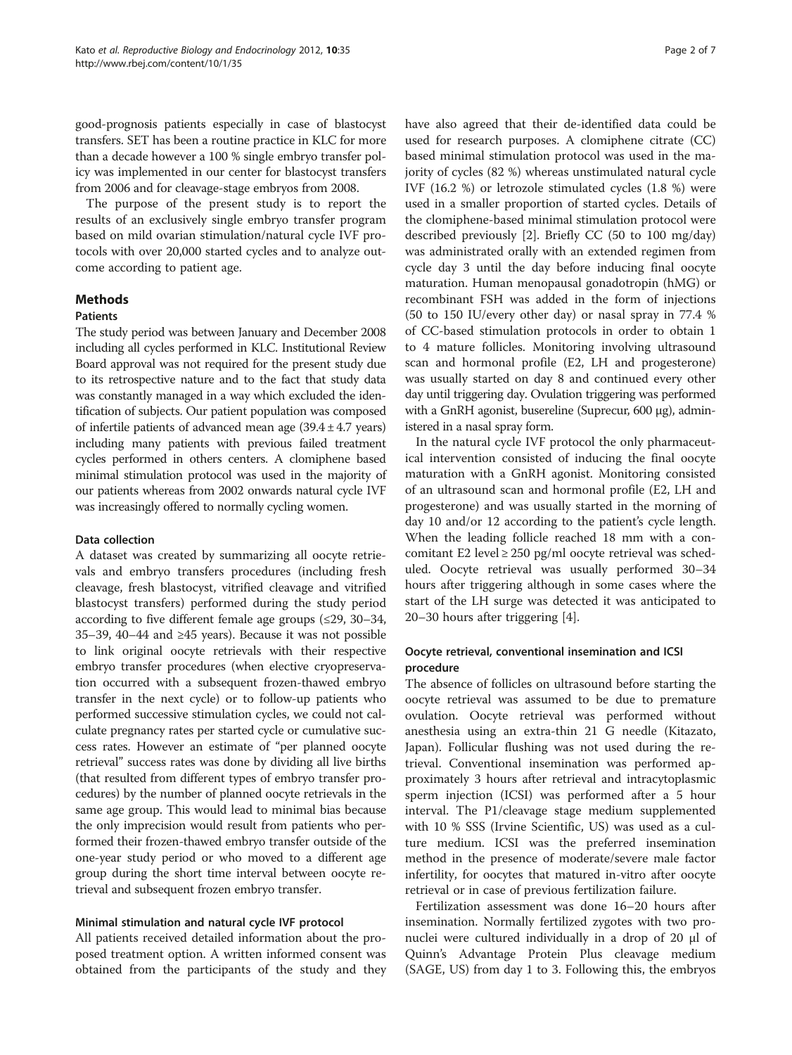good-prognosis patients especially in case of blastocyst transfers. SET has been a routine practice in KLC for more than a decade however a 100 % single embryo transfer policy was implemented in our center for blastocyst transfers from 2006 and for cleavage-stage embryos from 2008.

The purpose of the present study is to report the results of an exclusively single embryo transfer program based on mild ovarian stimulation/natural cycle IVF protocols with over 20,000 started cycles and to analyze outcome according to patient age.

## Methods

### Patients

The study period was between January and December 2008 including all cycles performed in KLC. Institutional Review Board approval was not required for the present study due to its retrospective nature and to the fact that study data was constantly managed in a way which excluded the identification of subjects. Our patient population was composed of infertile patients of advanced mean age (39.4 ± 4.7 years) including many patients with previous failed treatment cycles performed in others centers. A clomiphene based minimal stimulation protocol was used in the majority of our patients whereas from 2002 onwards natural cycle IVF was increasingly offered to normally cycling women.

### Data collection

A dataset was created by summarizing all oocyte retrievals and embryo transfers procedures (including fresh cleavage, fresh blastocyst, vitrified cleavage and vitrified blastocyst transfers) performed during the study period according to five different female age groups (≤29, 30–34, 35–39, 40–44 and ≥45 years). Because it was not possible to link original oocyte retrievals with their respective embryo transfer procedures (when elective cryopreservation occurred with a subsequent frozen-thawed embryo transfer in the next cycle) or to follow-up patients who performed successive stimulation cycles, we could not calculate pregnancy rates per started cycle or cumulative success rates. However an estimate of "per planned oocyte retrieval" success rates was done by dividing all live births (that resulted from different types of embryo transfer procedures) by the number of planned oocyte retrievals in the same age group. This would lead to minimal bias because the only imprecision would result from patients who performed their frozen-thawed embryo transfer outside of the one-year study period or who moved to a different age group during the short time interval between oocyte retrieval and subsequent frozen embryo transfer.

### Minimal stimulation and natural cycle IVF protocol

All patients received detailed information about the proposed treatment option. A written informed consent was obtained from the participants of the study and they have also agreed that their de-identified data could be used for research purposes. A clomiphene citrate (CC) based minimal stimulation protocol was used in the majority of cycles (82 %) whereas unstimulated natural cycle IVF (16.2 %) or letrozole stimulated cycles (1.8 %) were used in a smaller proportion of started cycles. Details of the clomiphene-based minimal stimulation protocol were described previously [2]. Briefly CC (50 to 100 mg/day) was administrated orally with an extended regimen from cycle day 3 until the day before inducing final oocyte maturation. Human menopausal gonadotropin (hMG) or recombinant FSH was added in the form of injections (50 to 150 IU/every other day) or nasal spray in 77.4 % of CC-based stimulation protocols in order to obtain 1 to 4 mature follicles. Monitoring involving ultrasound scan and hormonal profile (E2, LH and progesterone) was usually started on day 8 and continued every other day until triggering day. Ovulation triggering was performed with a GnRH agonist, busereline (Suprecur, 600 μg), administered in a nasal spray form.

In the natural cycle IVF protocol the only pharmaceutical intervention consisted of inducing the final oocyte maturation with a GnRH agonist. Monitoring consisted of an ultrasound scan and hormonal profile (E2, LH and progesterone) and was usually started in the morning of day 10 and/or 12 according to the patient's cycle length. When the leading follicle reached 18 mm with a concomitant E2 level ≥ 250 pg/ml oocyte retrieval was scheduled. Oocyte retrieval was usually performed 30–34 hours after triggering although in some cases where the start of the LH surge was detected it was anticipated to 20–30 hours after triggering [4].

### Oocyte retrieval, conventional insemination and ICSI procedure

The absence of follicles on ultrasound before starting the oocyte retrieval was assumed to be due to premature ovulation. Oocyte retrieval was performed without anesthesia using an extra-thin 21 G needle (Kitazato, Japan). Follicular flushing was not used during the retrieval. Conventional insemination was performed approximately 3 hours after retrieval and intracytoplasmic sperm injection (ICSI) was performed after a 5 hour interval. The P1/cleavage stage medium supplemented with 10 % SSS (Irvine Scientific, US) was used as a culture medium. ICSI was the preferred insemination method in the presence of moderate/severe male factor infertility, for oocytes that matured in-vitro after oocyte retrieval or in case of previous fertilization failure.

Fertilization assessment was done 16–20 hours after insemination. Normally fertilized zygotes with two pronuclei were cultured individually in a drop of 20 μl of Quinn's Advantage Protein Plus cleavage medium (SAGE, US) from day 1 to 3. Following this, the embryos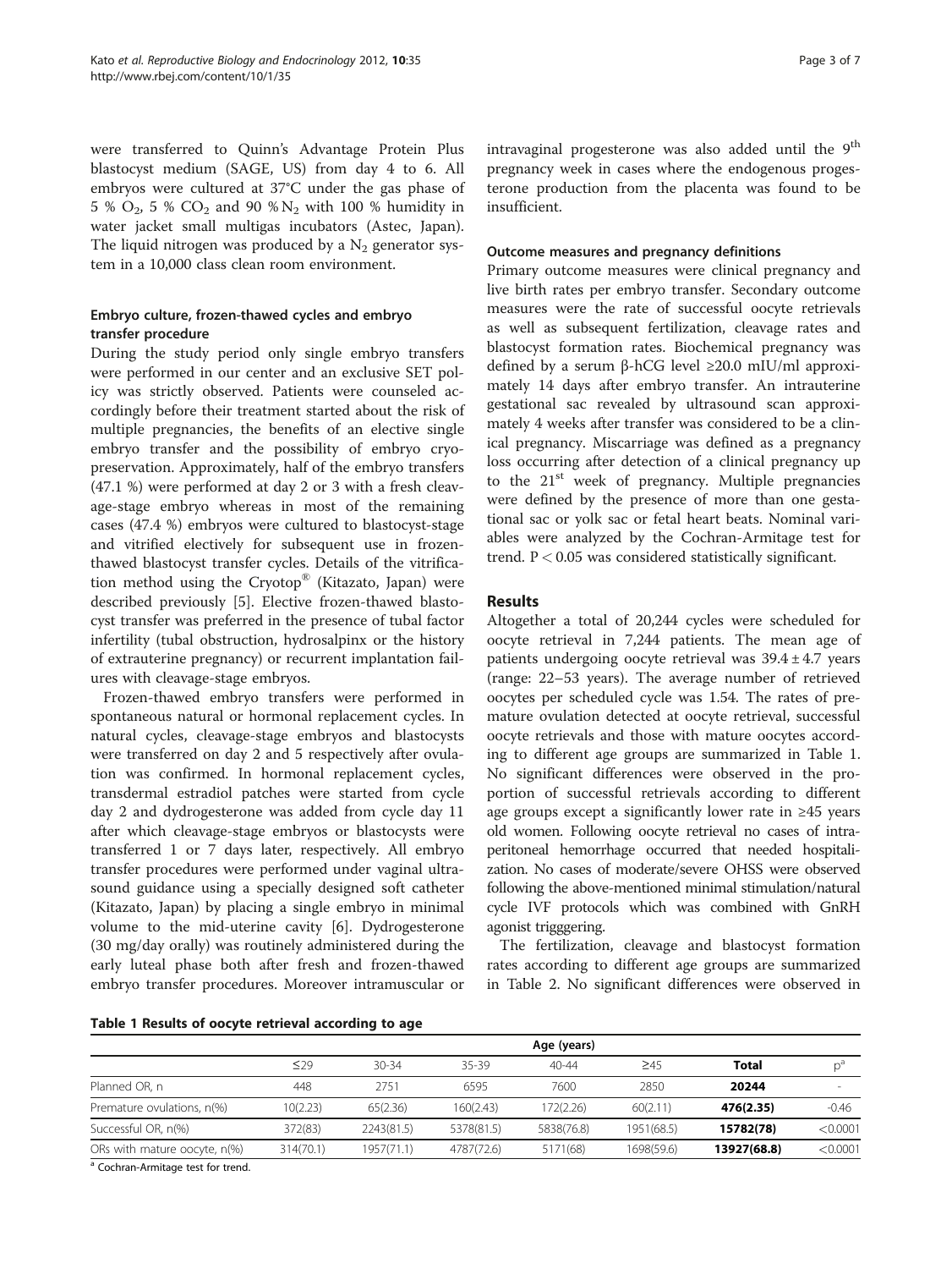were transferred to Quinn's Advantage Protein Plus blastocyst medium (SAGE, US) from day 4 to 6. All embryos were cultured at 37°C under the gas phase of 5 % $O_2$, 5 % $CO_2$ and 90 % $N_2$ with 100 % humidity in water jacket small multigas incubators (Astec, Japan). The liquid nitrogen was produced by a $N_2$ generator system in a 10,000 class clean room environment.

### Embryo culture, frozen-thawed cycles and embryo transfer procedure

During the study period only single embryo transfers were performed in our center and an exclusive SET policy was strictly observed. Patients were counseled accordingly before their treatment started about the risk of multiple pregnancies, the benefits of an elective single embryo transfer and the possibility of embryo cryopreservation. Approximately, half of the embryo transfers (47.1 %) were performed at day 2 or 3 with a fresh cleavage-stage embryo whereas in most of the remaining cases (47.4 %) embryos were cultured to blastocyst-stage and vitrified electively for subsequent use in frozen-thawed blastocyst transfer cycles. Details of the vitrification method using the Cryotop® (Kitazato, Japan) were described previously [5]. Elective frozen-thawed blastocyst transfer was preferred in the presence of tubal factor infertility (tubal obstruction, hydrosalpinx or the history of extrauterine pregnancy) or recurrent implantation failures with cleavage-stage embryos.

Frozen-thawed embryo transfers were performed in spontaneous natural or hormonal replacement cycles. In natural cycles, cleavage-stage embryos and blastocysts were transferred on day 2 and 5 respectively after ovulation was confirmed. In hormonal replacement cycles, transdermal estradiol patches were started from cycle day 2 and dydrogesterone was added from cycle day 11 after which cleavage-stage embryos or blastocysts were transferred 1 or 7 days later, respectively. All embryo transfer procedures were performed under vaginal ultrasound guidance using a specially designed soft catheter (Kitazato, Japan) by placing a single embryo in minimal volume to the mid-uterine cavity [6]. Dydrogesterone (30 mg/day orally) was routinely administered during the early luteal phase both after fresh and frozen-thawed embryo transfer procedures. Moreover intramuscular or intravaginal progesterone was also added until the 9th pregnancy week in cases where the endogenous progesterone production from the placenta was found to be insufficient.

### Outcome measures and pregnancy definitions

Primary outcome measures were clinical pregnancy and live birth rates per embryo transfer. Secondary outcome measures were the rate of successful oocyte retrievals as well as subsequent fertilization, cleavage rates and blastocyst formation rates. Biochemical pregnancy was defined by a serum β-hCG level ≥20.0 mIU/ml approximately 14 days after embryo transfer. An intrauterine gestational sac revealed by ultrasound scan approximately 4 weeks after transfer was considered to be a clinical pregnancy. Miscarriage was defined as a pregnancy loss occurring after detection of a clinical pregnancy up to the 21st week of pregnancy. Multiple pregnancies were defined by the presence of more than one gestational sac or yolk sac or fetal heart beats. Nominal variables were analyzed by the Cochran-Armitage test for trend. $P < 0.05$ was considered statistically significant.

## Results

Altogether a total of 20,244 cycles were scheduled for oocyte retrieval in 7,244 patients. The mean age of patients undergoing oocyte retrieval was 39.4 ± 4.7 years (range: 22–53 years). The average number of retrieved oocytes per scheduled cycle was 1.54. The rates of premature ovulation detected at oocyte retrieval, successful oocyte retrievals and those with mature oocytes according to different age groups are summarized in Table 1. No significant differences were observed in the proportion of successful retrievals according to different age groups except a significantly lower rate in ≥45 years old women. Following oocyte retrieval no cases of intraperitoneal hemorrhage occurred that needed hospitalization. No cases of moderate/severe OHSS were observed following the above-mentioned minimal stimulation/natural cycle IVF protocols which was combined with GnRH agonist trigggering.

The fertilization, cleavage and blastocyst formation rates according to different age groups are summarized in Table 2. No significant differences were observed in

**Table 1 Results of oocyte retrieval according to age**

| | Age (years) | | | | | | |
|---|---|---|---|---|---|---|---|
| | ≤29 | 30-34 | 35-39 | 40-44 | ≥45 | **Total** | p[a] |
| Planned OR, n | 448 | 2751 | 6595 | 7600 | 2850 | **20244** | - |
| Premature ovulations, n(%) | 10(2.23) | 65(2.36) | 160(2.43) | 172(2.26) | 60(2.11) | **476(2.35)** | -0.46 |
| Successful OR, n(%) | 372(83) | 2243(81.5) | 5378(81.5) | 5838(76.8) | 1951(68.5) | **15782(78)** | <0.0001 |
| ORs with mature oocyte, n(%) | 314(70.1) | 1957(71.1) | 4787(72.6) | 5171(68) | 1698(59.6) | **13927(68.8)** | <0.0001 |

[a] Cochran-Armitage test for trend.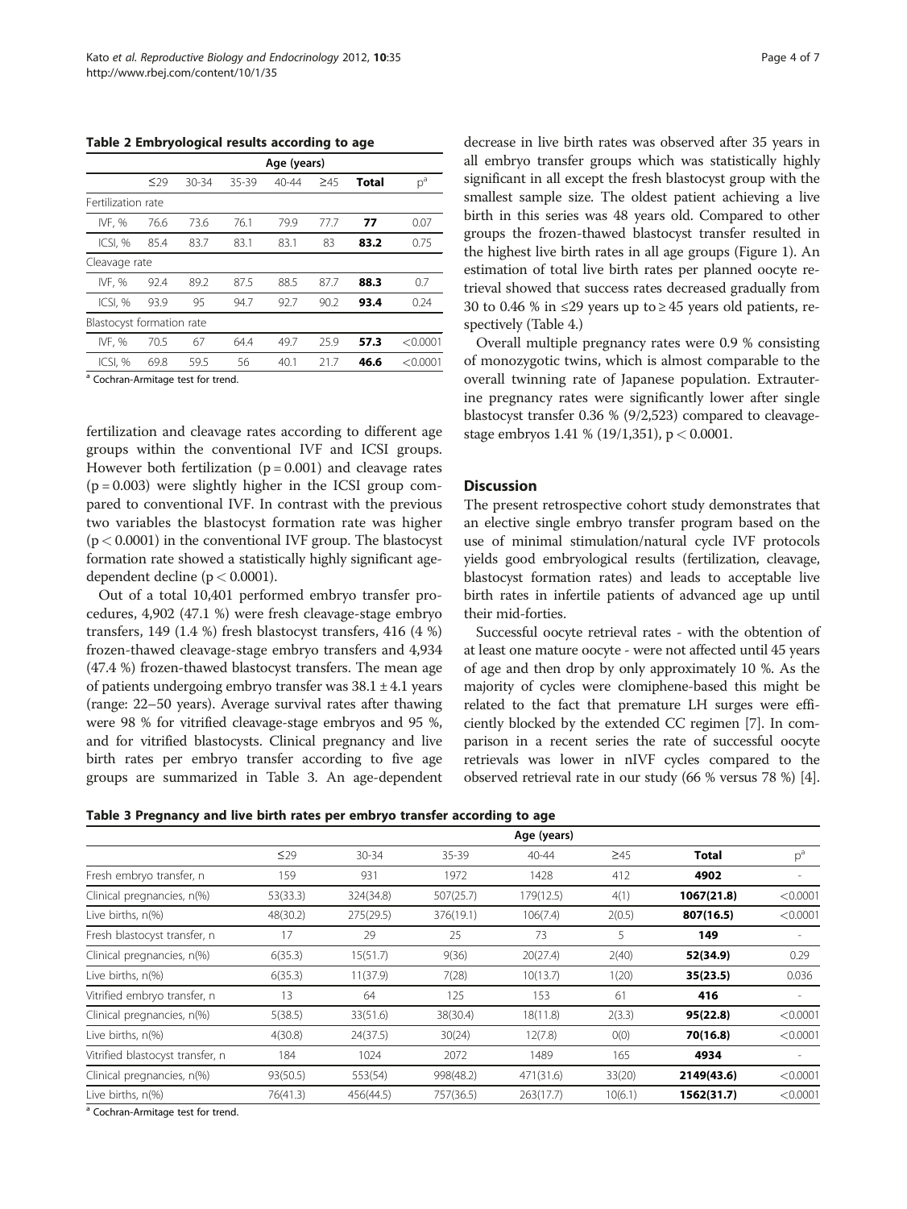**Table 2 Embryological results according to age**

| | Age (years) | | | | | | |
|---|---|---|---|---|---|---|---|
| | ≤29 | 30-34 | 35-39 | 40-44 | ≥45 | **Total** | p[a] |
| Fertilization rate | | | | | | | |
| IVF, % | 76.6 | 73.6 | 76.1 | 79.9 | 77.7 | **77** | 0.07 |
| ICSI, % | 85.4 | 83.7 | 83.1 | 83.1 | 83 | **83.2** | 0.75 |
| Cleavage rate | | | | | | | |
| IVF, % | 92.4 | 89.2 | 87.5 | 88.5 | 87.7 | **88.3** | 0.7 |
| ICSI, % | 93.9 | 95 | 94.7 | 92.7 | 90.2 | **93.4** | 0.24 |
| Blastocyst formation rate | | | | | | | |
| IVF, % | 70.5 | 67 | 64.4 | 49.7 | 25.9 | **57.3** | <0.0001 |
| ICSI, % | 69.8 | 59.5 | 56 | 40.1 | 21.7 | **46.6** | <0.0001 |

[a] Cochran-Armitage test for trend.

fertilization and cleavage rates according to different age groups within the conventional IVF and ICSI groups. However both fertilization ($p = 0.001$) and cleavage rates ($p = 0.003$) were slightly higher in the ICSI group compared to conventional IVF. In contrast with the previous two variables the blastocyst formation rate was higher ($p < 0.0001$) in the conventional IVF group. The blastocyst formation rate showed a statistically highly significant age-dependent decline ($p < 0.0001$).

Out of a total 10,401 performed embryo transfer procedures, 4,902 (47.1 %) were fresh cleavage-stage embryo transfers, 149 (1.4 %) fresh blastocyst transfers, 416 (4 %) frozen-thawed cleavage-stage embryo transfers and 4,934 (47.4 %) frozen-thawed blastocyst transfers. The mean age of patients undergoing embryo transfer was 38.1 ± 4.1 years (range: 22–50 years). Average survival rates after thawing were 98 % for vitrified cleavage-stage embryos and 95 %, and for vitrified blastocysts. Clinical pregnancy and live birth rates per embryo transfer according to five age groups are summarized in Table 3. An age-dependent decrease in live birth rates was observed after 35 years in all embryo transfer groups which was statistically highly significant in all except the fresh blastocyst group with the smallest sample size. The oldest patient achieving a live birth in this series was 48 years old. Compared to other groups the frozen-thawed blastocyst transfer resulted in the highest live birth rates in all age groups (Figure 1). An estimation of total live birth rates per planned oocyte retrieval showed that success rates decreased gradually from 30 to 0.46 % in ≤29 years up to ≥ 45 years old patients, respectively (Table 4.)

Overall multiple pregnancy rates were 0.9 % consisting of monozygotic twins, which is almost comparable to the overall twinning rate of Japanese population. Extrauterine pregnancy rates were significantly lower after single blastocyst transfer 0.36 % (9/2,523) compared to cleavage-stage embryos 1.41 % (19/1,351), $p < 0.0001$.

## Discussion

The present retrospective cohort study demonstrates that an elective single embryo transfer program based on the use of minimal stimulation/natural cycle IVF protocols yields good embryological results (fertilization, cleavage, blastocyst formation rates) and leads to acceptable live birth rates in infertile patients of advanced age up until their mid-forties.

Successful oocyte retrieval rates - with the obtention of at least one mature oocyte - were not affected until 45 years of age and then drop by only approximately 10 %. As the majority of cycles were clomiphene-based this might be related to the fact that premature LH surges were efficiently blocked by the extended CC regimen [7]. In comparison in a recent series the rate of successful oocyte retrievals was lower in nIVF cycles compared to the observed retrieval rate in our study (66 % versus 78 %) [4].

**Table 3 Pregnancy and live birth rates per embryo transfer according to age**

| | Age (years) | | | | | | |
|---|---|---|---|---|---|---|---|
| | ≤29 | 30-34 | 35-39 | 40-44 | ≥45 | **Total** | p[a] |
| Fresh embryo transfer, n | 159 | 931 | 1972 | 1428 | 412 | **4902** | - |
| Clinical pregnancies, n(%) | 53(33.3) | 324(34.8) | 507(25.7) | 179(12.5) | 4(1) | **1067(21.8)** | <0.0001 |
| Live births, n(%) | 48(30.2) | 275(29.5) | 376(19.1) | 106(7.4) | 2(0.5) | **807(16.5)** | <0.0001 |
| Fresh blastocyst transfer, n | 17 | 29 | 25 | 73 | 5 | **149** | - |
| Clinical pregnancies, n(%) | 6(35.3) | 15(51.7) | 9(36) | 20(27.4) | 2(40) | **52(34.9)** | 0.29 |
| Live births, n(%) | 6(35.3) | 11(37.9) | 7(28) | 10(13.7) | 1(20) | **35(23.5)** | 0.036 |
| Vitrified embryo transfer, n | 13 | 64 | 125 | 153 | 61 | **416** | - |
| Clinical pregnancies, n(%) | 5(38.5) | 33(51.6) | 38(30.4) | 18(11.8) | 2(3.3) | **95(22.8)** | <0.0001 |
| Live births, n(%) | 4(30.8) | 24(37.5) | 30(24) | 12(7.8) | 0(0) | **70(16.8)** | <0.0001 |
| Vitrified blastocyst transfer, n | 184 | 1024 | 2072 | 1489 | 165 | **4934** | - |
| Clinical pregnancies, n(%) | 93(50.5) | 553(54) | 998(48.2) | 471(31.6) | 33(20) | **2149(43.6)** | <0.0001 |
| Live births, n(%) | 76(41.3) | 456(44.5) | 757(36.5) | 263(17.7) | 10(6.1) | **1562(31.7)** | <0.0001 |

[a] Cochran-Armitage test for trend.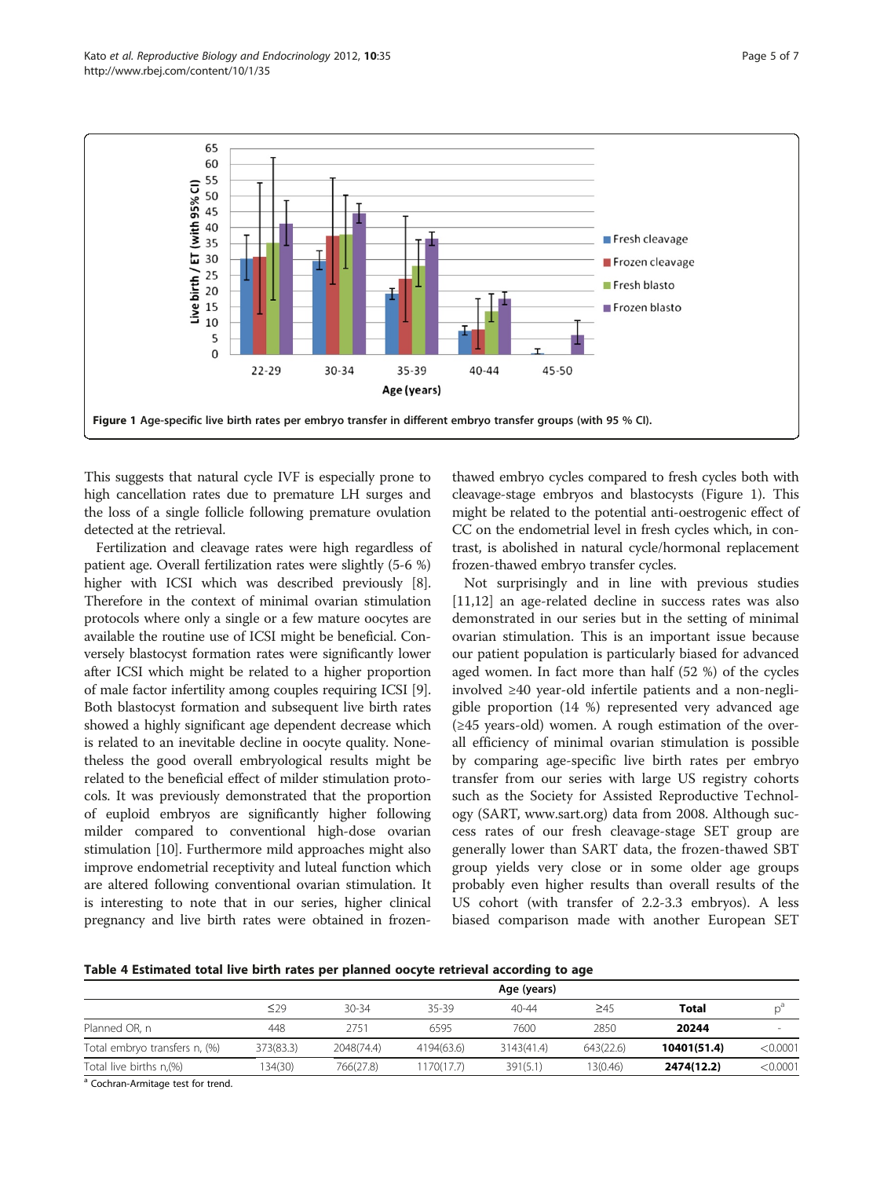Figure 1 Age-specific live birth rates per embryo transfer in different embryo transfer groups (with 95 % CI).

This suggests that natural cycle IVF is especially prone to high cancellation rates due to premature LH surges and the loss of a single follicle following premature ovulation detected at the retrieval.

Fertilization and cleavage rates were high regardless of patient age. Overall fertilization rates were slightly (5-6 %) higher with ICSI which was described previously [8]. Therefore in the context of minimal ovarian stimulation protocols where only a single or a few mature oocytes are available the routine use of ICSI might be beneficial. Conversely blastocyst formation rates were significantly lower after ICSI which might be related to a higher proportion of male factor infertility among couples requiring ICSI [9]. Both blastocyst formation and subsequent live birth rates showed a highly significant age dependent decrease which is related to an inevitable decline in oocyte quality. Nonetheless the good overall embryological results might be related to the beneficial effect of milder stimulation protocols. It was previously demonstrated that the proportion of euploid embryos are significantly higher following milder compared to conventional high-dose ovarian stimulation [10]. Furthermore mild approaches might also improve endometrial receptivity and luteal function which are altered following conventional ovarian stimulation. It is interesting to note that in our series, higher clinical pregnancy and live birth rates were obtained in frozen-thawed embryo cycles compared to fresh cycles both with cleavage-stage embryos and blastocysts (Figure 1). This might be related to the potential anti-oestrogenic effect of CC on the endometrial level in fresh cycles which, in contrast, is abolished in natural cycle/hormonal replacement frozen-thawed embryo transfer cycles.

Not surprisingly and in line with previous studies [11,12] an age-related decline in success rates was also demonstrated in our series but in the setting of minimal ovarian stimulation. This is an important issue because our patient population is particularly biased for advanced aged women. In fact more than half (52 %) of the cycles involved ≥40 year-old infertile patients and a non-negligible proportion (14 %) represented very advanced age (≥45 years-old) women. A rough estimation of the overall efficiency of minimal ovarian stimulation is possible by comparing age-specific live birth rates per embryo transfer from our series with large US registry cohorts such as the Society for Assisted Reproductive Technology (SART, www.sart.org) data from 2008. Although success rates of our fresh cleavage-stage SET group are generally lower than SART data, the frozen-thawed SBT group yields very close or in some older age groups probably even higher results than overall results of the US cohort (with transfer of 2.2-3.3 embryos). A less biased comparison made with another European SET

**Table 4 Estimated total live birth rates per planned oocyte retrieval according to age**

| | Age (years) | | | | | | |
|---|---|---|---|---|---|---|---|
| | ≤29 | 30-34 | 35-39 | 40-44 | ≥45 | **Total** | p[a] |
| Planned OR, n | 448 | 2751 | 6595 | 7600 | 2850 | **20244** | - |
| Total embryo transfers n, (%) | 373(83.3) | 2048(74.4) | 4194(63.6) | 3143(41.4) | 643(22.6) | **10401(51.4)** | <0.0001 |
| Total live births n,(%) | 134(30) | 766(27.8) | 1170(17.7) | 391(5.1) | 13(0.46) | **2474(12.2)** | <0.0001 |

[a] Cochran-Armitage test for trend.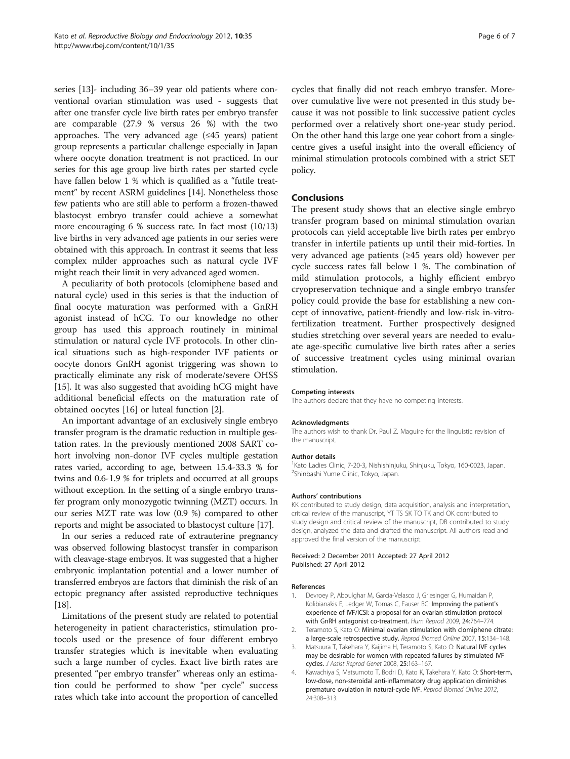series [13]- including 36–39 year old patients where conventional ovarian stimulation was used - suggests that after one transfer cycle live birth rates per embryo transfer are comparable (27.9 % versus 26 %) with the two approaches. The very advanced age (≤45 years) patient group represents a particular challenge especially in Japan where oocyte donation treatment is not practiced. In our series for this age group live birth rates per started cycle have fallen below 1 % which is qualified as a "futile treatment" by recent ASRM guidelines [14]. Nonetheless those few patients who are still able to perform a frozen-thawed blastocyst embryo transfer could achieve a somewhat more encouraging 6 % success rate. In fact most (10/13) live births in very advanced age patients in our series were obtained with this approach. In contrast it seems that less complex milder approaches such as natural cycle IVF might reach their limit in very advanced aged women.

A peculiarity of both protocols (clomiphene based and natural cycle) used in this series is that the induction of final oocyte maturation was performed with a GnRH agonist instead of hCG. To our knowledge no other group has used this approach routinely in minimal stimulation or natural cycle IVF protocols. In other clinical situations such as high-responder IVF patients or oocyte donors GnRH agonist triggering was shown to practically eliminate any risk of moderate/severe OHSS [15]. It was also suggested that avoiding hCG might have additional beneficial effects on the maturation rate of obtained oocytes [16] or luteal function [2].

An important advantage of an exclusively single embryo transfer program is the dramatic reduction in multiple gestation rates. In the previously mentioned 2008 SART cohort involving non-donor IVF cycles multiple gestation rates varied, according to age, between 15.4-33.3 % for twins and 0.6-1.9 % for triplets and occurred at all groups without exception. In the setting of a single embryo transfer program only monozygotic twinning (MZT) occurs. In our series MZT rate was low (0.9 %) compared to other reports and might be associated to blastocyst culture [17].

In our series a reduced rate of extrauterine pregnancy was observed following blastocyst transfer in comparison with cleavage-stage embryos. It was suggested that a higher embryonic implantation potential and a lower number of transferred embryos are factors that diminish the risk of an ectopic pregnancy after assisted reproductive techniques [18].

Limitations of the present study are related to potential heterogeneity in patient characteristics, stimulation protocols used or the presence of four different embryo transfer strategies which is inevitable when evaluating such a large number of cycles. Exact live birth rates are presented "per embryo transfer" whereas only an estimation could be performed to show "per cycle" success rates which take into account the proportion of cancelled cycles that finally did not reach embryo transfer. Moreover cumulative live were not presented in this study because it was not possible to link successive patient cycles performed over a relatively short one-year study period. On the other hand this large one year cohort from a single-centre gives a useful insight into the overall efficiency of minimal stimulation protocols combined with a strict SET policy.

## Conclusions

The present study shows that an elective single embryo transfer program based on minimal stimulation ovarian protocols can yield acceptable live birth rates per embryo transfer in infertile patients up until their mid-forties. In very advanced age patients (≥45 years old) however per cycle success rates fall below 1 %. The combination of mild stimulation protocols, a highly efficient embryo cryopreservation technique and a single embryo transfer policy could provide the base for establishing a new concept of innovative, patient-friendly and low-risk in-vitro-fertilization treatment. Further prospectively designed studies stretching over several years are needed to evaluate age-specific cumulative live birth rates after a series of successive treatment cycles using minimal ovarian stimulation.

#### Competing interests

The authors declare that they have no competing interests.

#### Acknowledgments

The authors wish to thank Dr. Paul Z. Maguire for the linguistic revision of the manuscript.

#### Author details

[1]Kato Ladies Clinic, 7-20-3, Nishishinjuku, Shinjuku, Tokyo, 160-0023, Japan. [2]Shinbashi Yume Clinic, Tokyo, Japan.

#### Authors' contributions

KK contributed to study design, data acquisition, analysis and interpretation, critical review of the manuscript, YT TS SK TO TK and OK contributed to study design and critical review of the manuscript, DB contributed to study design, analyzed the data and drafted the manuscript. All authors read and approved the final version of the manuscript.

Received: 2 December 2011 Accepted: 27 April 2012
Published: 27 April 2012

#### References

1. Devroey P, Aboulghar M, Garcia-Velasco J, Griesinger G, Humaidan P, Kolibianakis E, Ledger W, Tomas C, Fauser BC: **Improving the patient's experience of IVF/ICSI: a proposal for an ovarian stimulation protocol with GnRH antagonist co-treatment.** *Hum Reprod* 2009, **24:**764–774.
2. Teramoto S, Kato O: **Minimal ovarian stimulation with clomiphene citrate: a large-scale retrospective study.** *Reprod Biomed Online* 2007, **15:**134–148.
3. Matsuura T, Takehara Y, Kaijima H, Teramoto S, Kato O: **Natural IVF cycles may be desirable for women with repeated failures by stimulated IVF cycles.** *J Assist Reprod Genet* 2008, **25:**163–167.
4. Kawachiya S, Matsumoto T, Bodri D, Kato K, Takehara Y, Kato O: **Short-term, low-dose, non-steroidal anti-inflammatory drug application diminishes premature ovulation in natural-cycle IVF.** *Reprod Biomed Online 2012*, 24:308–313.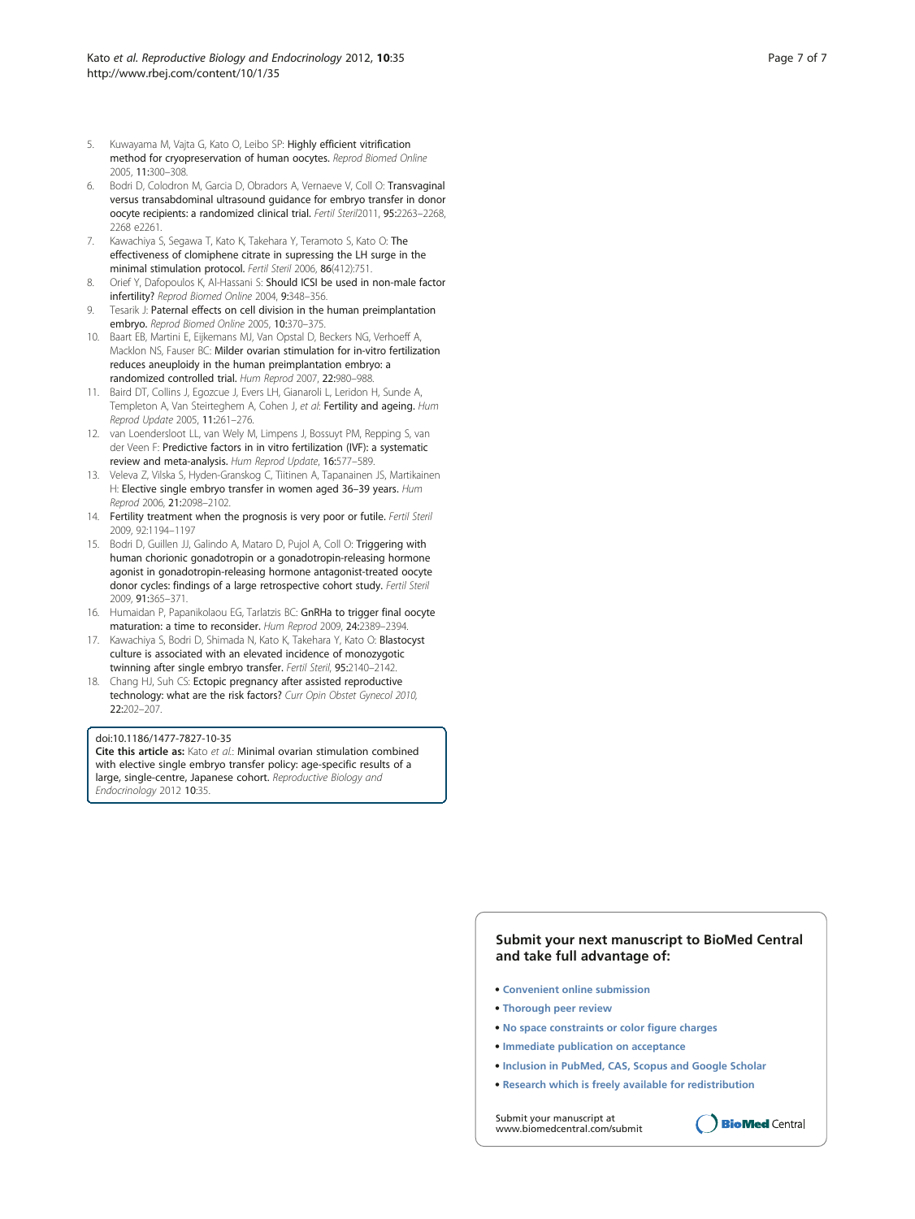5. Kuwayama M, Vajta G, Kato O, Leibo SP: **Highly efficient vitrification method for cryopreservation of human oocytes.** *Reprod Biomed Online* 2005, **11:**300–308.
6. Bodri D, Colodron M, Garcia D, Obradors A, Vernaeve V, Coll O: **Transvaginal versus transabdominal ultrasound guidance for embryo transfer in donor oocyte recipients: a randomized clinical trial.** *Fertil Steril*2011, **95:**2263–2268, 2268 e2261.
7. Kawachiya S, Segawa T, Kato K, Takehara Y, Teramoto S, Kato O: **The effectiveness of clomiphene citrate in supressing the LH surge in the minimal stimulation protocol.** *Fertil Steril* 2006, **86**(412):751.
8. Orief Y, Dafopoulos K, Al-Hassani S: **Should ICSI be used in non-male factor infertility?** *Reprod Biomed Online* 2004, **9:**348–356.
9. Tesarik J: **Paternal effects on cell division in the human preimplantation embryo.** *Reprod Biomed Online* 2005, **10:**370–375.
10. Baart EB, Martini E, Eijkemans MJ, Van Opstal D, Beckers NG, Verhoeff A, Macklon NS, Fauser BC: **Milder ovarian stimulation for in-vitro fertilization reduces aneuploidy in the human preimplantation embryo: a randomized controlled trial.** *Hum Reprod* 2007, **22:**980–988.
11. Baird DT, Collins J, Egozcue J, Evers LH, Gianaroli L, Leridon H, Sunde A, Templeton A, Van Steirteghem A, Cohen J, *et al*: **Fertility and ageing.** *Hum Reprod Update* 2005, **11:**261–276.
12. van Loendersloot LL, van Wely M, Limpens J, Bossuyt PM, Repping S, van der Veen F: **Predictive factors in in vitro fertilization (IVF): a systematic review and meta-analysis.** *Hum Reprod Update*, **16:**577–589.
13. Veleva Z, Vilska S, Hyden-Granskog C, Tiitinen A, Tapanainen JS, Martikainen H: **Elective single embryo transfer in women aged 36–39 years.** *Hum Reprod* 2006, **21:**2098–2102.
14. **Fertility treatment when the prognosis is very poor or futile.** *Fertil Steril* 2009, 92:1194–1197
15. Bodri D, Guillen JJ, Galindo A, Mataro D, Pujol A, Coll O: **Triggering with human chorionic gonadotropin or a gonadotropin-releasing hormone agonist in gonadotropin-releasing hormone antagonist-treated oocyte donor cycles: findings of a large retrospective cohort study.** *Fertil Steril* 2009, **91:**365–371.
16. Humaidan P, Papanikolaou EG, Tarlatzis BC: **GnRHa to trigger final oocyte maturation: a time to reconsider.** *Hum Reprod* 2009, **24:**2389–2394.
17. Kawachiya S, Bodri D, Shimada N, Kato K, Takehara Y, Kato O: **Blastocyst culture is associated with an elevated incidence of monozygotic twinning after single embryo transfer.** *Fertil Steril*, **95:**2140–2142.
18. Chang HJ, Suh CS: **Ectopic pregnancy after assisted reproductive technology: what are the risk factors?** *Curr Opin Obstet Gynecol 2010,* **22:**202–207.

doi:10.1186/1477-7827-10-35

**Cite this article as:** Kato *et al.*: Minimal ovarian stimulation combined with elective single embryo transfer policy: age-specific results of a large, single-centre, Japanese cohort. *Reproductive Biology and Endocrinology* 2012 **10**:35.

**Submit your next manuscript to BioMed Central and take full advantage of:**

- **Convenient online submission**
- **Thorough peer review**
- **No space constraints or color figure charges**
- **Immediate publication on acceptance**
- **Inclusion in PubMed, CAS, Scopus and Google Scholar**
- **Research which is freely available for redistribution**

Submit your manuscript at www.biomedcentral.com/submit